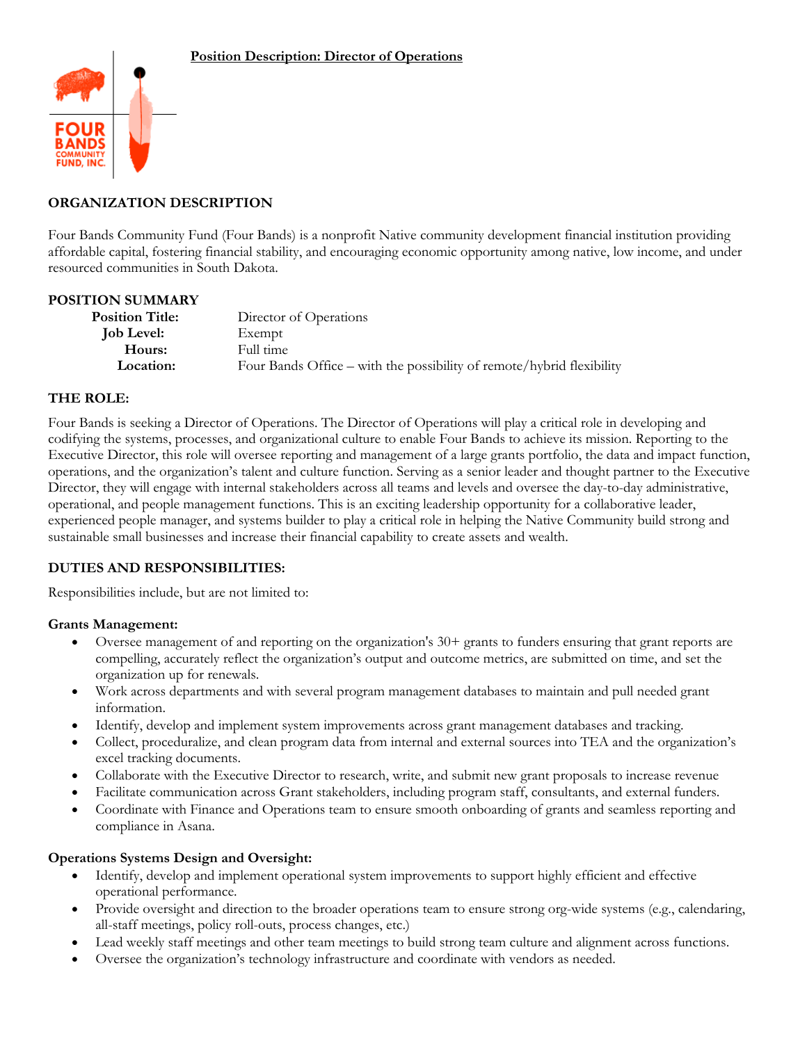# Position Description: Director of Operations

## ORGANIZATION DESCRIPTION

Four Bands Community Fund (Four Bands) is a nonprofit Native community development financial institution providing affordable capital, fostering financial stability, and encouraging economic opportunity among native, low income, and under resourced communities in South Dakota.

## POSITION SUMMARY

| | |
|---|---|
| **Position Title:** | Director of Operations |
| **Job Level:** | Exempt |
| **Hours:** | Full time |
| **Location:** | Four Bands Office – with the possibility of remote/hybrid flexibility |

## THE ROLE:

Four Bands is seeking a Director of Operations. The Director of Operations will play a critical role in developing and codifying the systems, processes, and organizational culture to enable Four Bands to achieve its mission. Reporting to the Executive Director, this role will oversee reporting and management of a large grants portfolio, the data and impact function, operations, and the organization's talent and culture function. Serving as a senior leader and thought partner to the Executive Director, they will engage with internal stakeholders across all teams and levels and oversee the day-to-day administrative, operational, and people management functions. This is an exciting leadership opportunity for a collaborative leader, experienced people manager, and systems builder to play a critical role in helping the Native Community build strong and sustainable small businesses and increase their financial capability to create assets and wealth.

## DUTIES AND RESPONSIBILITIES:

Responsibilities include, but are not limited to:

### Grants Management:

- Oversee management of and reporting on the organization's 30+ grants to funders ensuring that grant reports are compelling, accurately reflect the organization's output and outcome metrics, are submitted on time, and set the organization up for renewals.
- Work across departments and with several program management databases to maintain and pull needed grant information.
- Identify, develop and implement system improvements across grant management databases and tracking.
- Collect, proceduralize, and clean program data from internal and external sources into TEA and the organization's excel tracking documents.
- Collaborate with the Executive Director to research, write, and submit new grant proposals to increase revenue
- Facilitate communication across Grant stakeholders, including program staff, consultants, and external funders.
- Coordinate with Finance and Operations team to ensure smooth onboarding of grants and seamless reporting and compliance in Asana.

### Operations Systems Design and Oversight:

- Identify, develop and implement operational system improvements to support highly efficient and effective operational performance.
- Provide oversight and direction to the broader operations team to ensure strong org-wide systems (e.g., calendaring, all-staff meetings, policy roll-outs, process changes, etc.)
- Lead weekly staff meetings and other team meetings to build strong team culture and alignment across functions.
- Oversee the organization's technology infrastructure and coordinate with vendors as needed.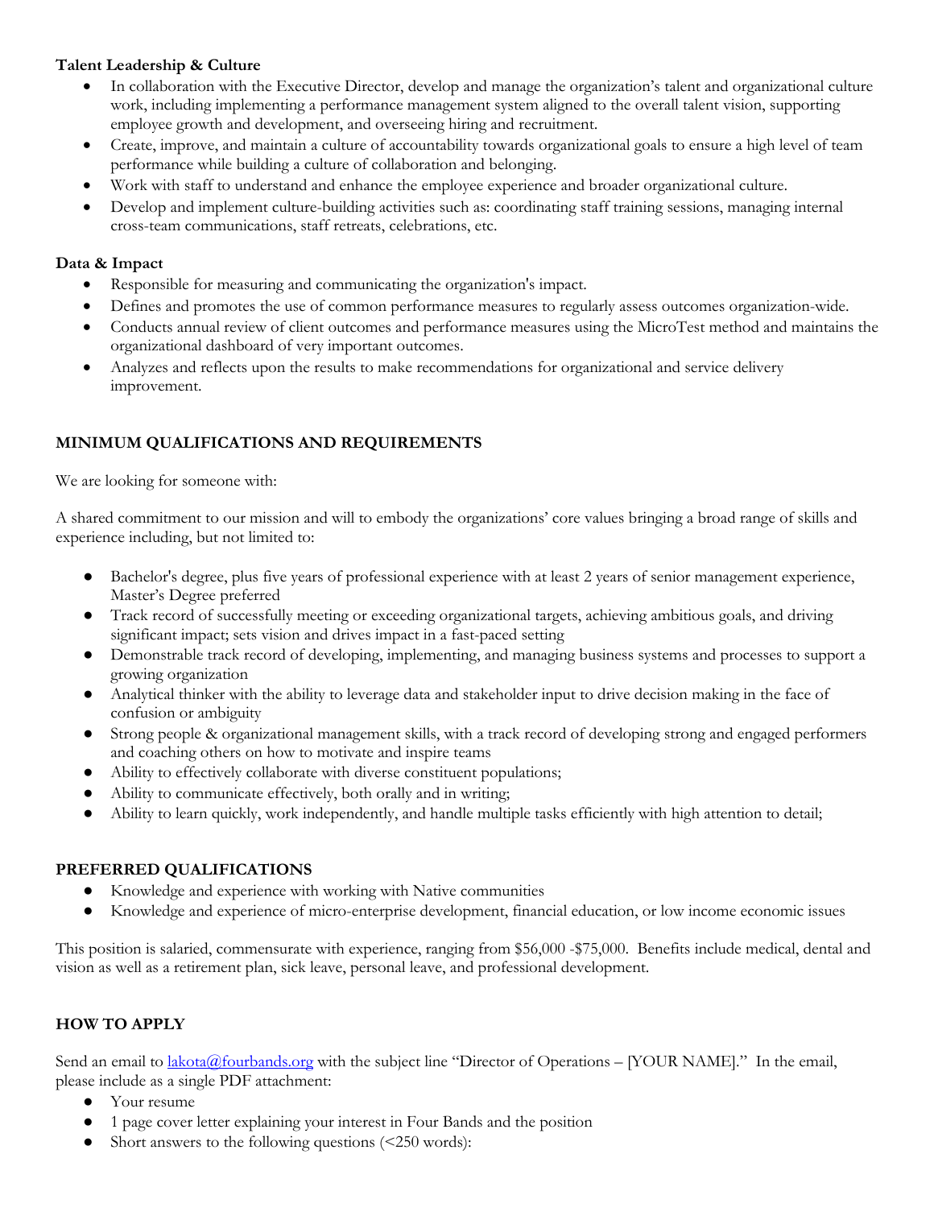**Talent Leadership & Culture**

- In collaboration with the Executive Director, develop and manage the organization's talent and organizational culture work, including implementing a performance management system aligned to the overall talent vision, supporting employee growth and development, and overseeing hiring and recruitment.
- Create, improve, and maintain a culture of accountability towards organizational goals to ensure a high level of team performance while building a culture of collaboration and belonging.
- Work with staff to understand and enhance the employee experience and broader organizational culture.
- Develop and implement culture-building activities such as: coordinating staff training sessions, managing internal cross-team communications, staff retreats, celebrations, etc.

**Data & Impact**

- Responsible for measuring and communicating the organization's impact.
- Defines and promotes the use of common performance measures to regularly assess outcomes organization-wide.
- Conducts annual review of client outcomes and performance measures using the MicroTest method and maintains the organizational dashboard of very important outcomes.
- Analyzes and reflects upon the results to make recommendations for organizational and service delivery improvement.

## MINIMUM QUALIFICATIONS AND REQUIREMENTS

We are looking for someone with:

A shared commitment to our mission and will to embody the organizations' core values bringing a broad range of skills and experience including, but not limited to:

- Bachelor's degree, plus five years of professional experience with at least 2 years of senior management experience, Master's Degree preferred
- Track record of successfully meeting or exceeding organizational targets, achieving ambitious goals, and driving significant impact; sets vision and drives impact in a fast-paced setting
- Demonstrable track record of developing, implementing, and managing business systems and processes to support a growing organization
- Analytical thinker with the ability to leverage data and stakeholder input to drive decision making in the face of confusion or ambiguity
- Strong people & organizational management skills, with a track record of developing strong and engaged performers and coaching others on how to motivate and inspire teams
- Ability to effectively collaborate with diverse constituent populations;
- Ability to communicate effectively, both orally and in writing;
- Ability to learn quickly, work independently, and handle multiple tasks efficiently with high attention to detail;

## PREFERRED QUALIFICATIONS

- Knowledge and experience with working with Native communities
- Knowledge and experience of micro-enterprise development, financial education, or low income economic issues

This position is salaried, commensurate with experience, ranging from $56,000 -$75,000. Benefits include medical, dental and vision as well as a retirement plan, sick leave, personal leave, and professional development.

## HOW TO APPLY

Send an email to lakota@fourbands.org with the subject line "Director of Operations – [YOUR NAME]." In the email, please include as a single PDF attachment:

- Your resume
- 1 page cover letter explaining your interest in Four Bands and the position
- Short answers to the following questions (<250 words):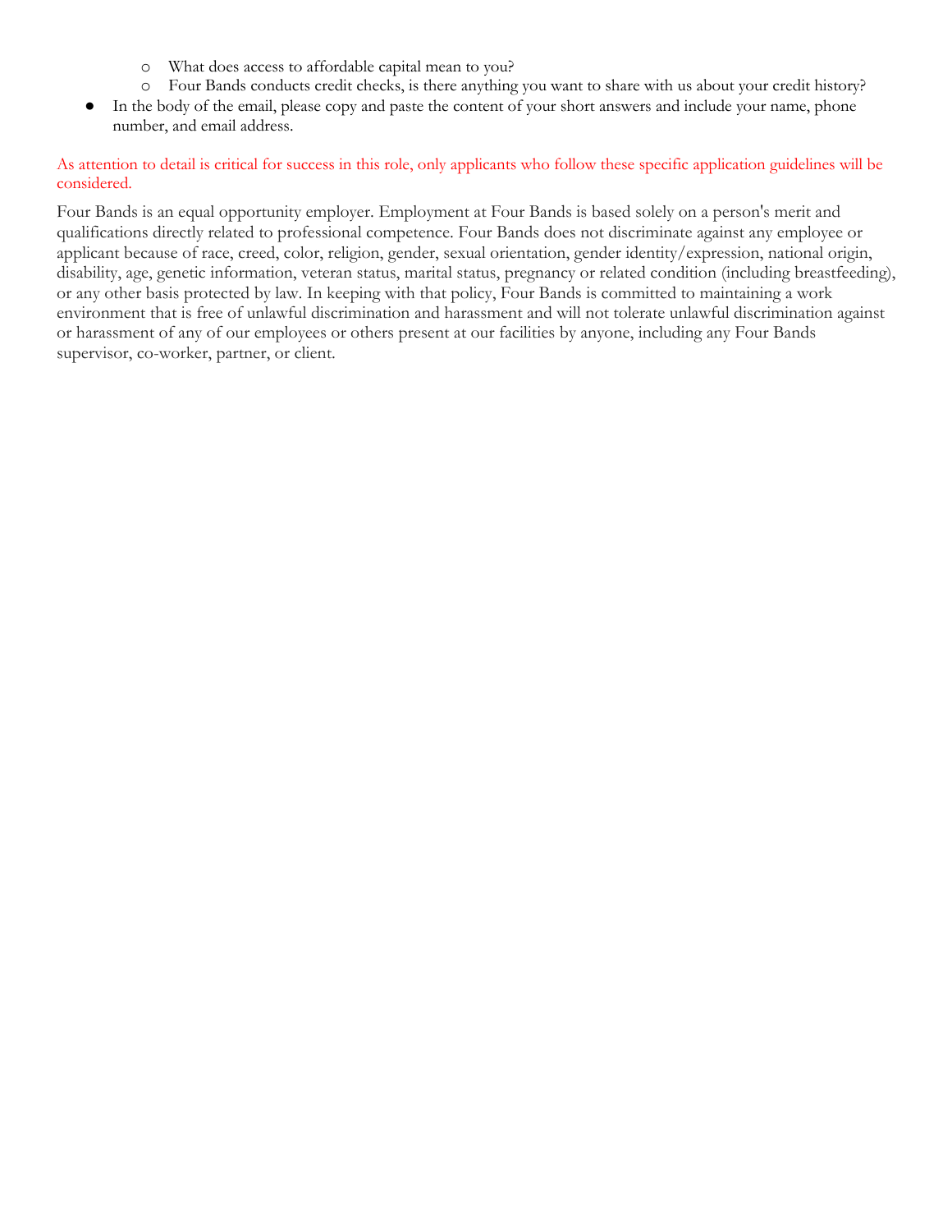- What does access to affordable capital mean to you?
  - Four Bands conducts credit checks, is there anything you want to share with us about your credit history?
- In the body of the email, please copy and paste the content of your short answers and include your name, phone number, and email address.

As attention to detail is critical for success in this role, only applicants who follow these specific application guidelines will be considered.

Four Bands is an equal opportunity employer. Employment at Four Bands is based solely on a person's merit and qualifications directly related to professional competence. Four Bands does not discriminate against any employee or applicant because of race, creed, color, religion, gender, sexual orientation, gender identity/expression, national origin, disability, age, genetic information, veteran status, marital status, pregnancy or related condition (including breastfeeding), or any other basis protected by law. In keeping with that policy, Four Bands is committed to maintaining a work environment that is free of unlawful discrimination and harassment and will not tolerate unlawful discrimination against or harassment of any of our employees or others present at our facilities by anyone, including any Four Bands supervisor, co-worker, partner, or client.